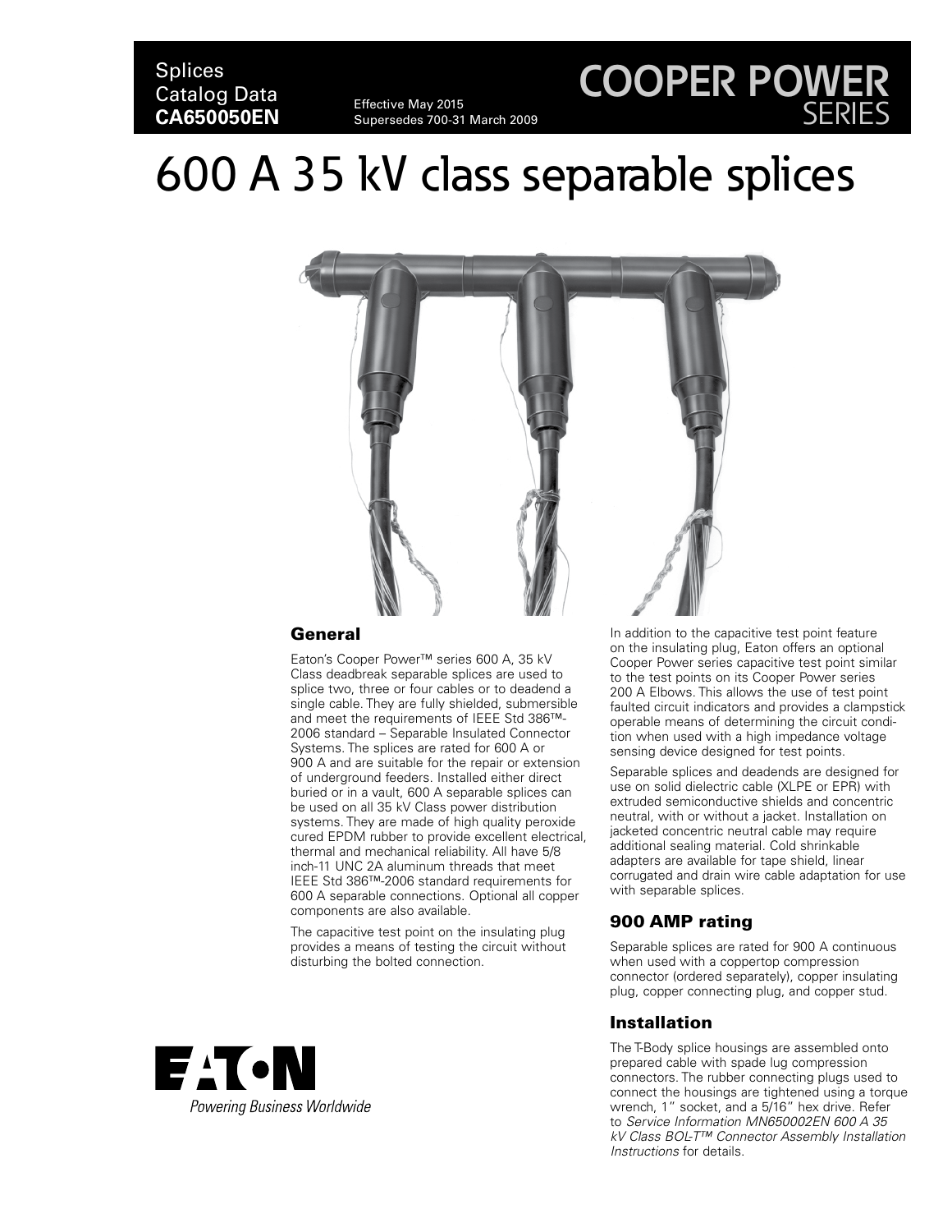Splices
Catalog Data
**CA650050EN**

Effective May 2015
Supersedes 700-31 March 2009

COOPER POWER SERIES

# 600 A 35 kV class separable splices

## General

Eaton's Cooper Power™ series 600 A, 35 kV Class deadbreak separable splices are used to splice two, three or four cables or to deadend a single cable. They are fully shielded, submersible and meet the requirements of IEEE Std 386™-2006 standard – Separable Insulated Connector Systems. The splices are rated for 600 A or 900 A and are suitable for the repair or extension of underground feeders. Installed either direct buried or in a vault, 600 A separable splices can be used on all 35 kV Class power distribution systems. They are made of high quality peroxide cured EPDM rubber to provide excellent electrical, thermal and mechanical reliability. All have 5/8 inch-11 UNC 2A aluminum threads that meet IEEE Std 386™-2006 standard requirements for 600 A separable connections. Optional all copper components are also available.

The capacitive test point on the insulating plug provides a means of testing the circuit without disturbing the bolted connection.

In addition to the capacitive test point feature on the insulating plug, Eaton offers an optional Cooper Power series capacitive test point similar to the test points on its Cooper Power series 200 A Elbows. This allows the use of test point faulted circuit indicators and provides a clampstick operable means of determining the circuit condition when used with a high impedance voltage sensing device designed for test points.

Separable splices and deadends are designed for use on solid dielectric cable (XLPE or EPR) with extruded semiconductive shields and concentric neutral, with or without a jacket. Installation on jacketed concentric neutral cable may require additional sealing material. Cold shrinkable adapters are available for tape shield, linear corrugated and drain wire cable adaptation for use with separable splices.

## 900 AMP rating

Separable splices are rated for 900 A continuous when used with a coppertop compression connector (ordered separately), copper insulating plug, copper connecting plug, and copper stud.

## Installation

The T-Body splice housings are assembled onto prepared cable with spade lug compression connectors. The rubber connecting plugs used to connect the housings are tightened using a torque wrench, 1" socket, and a 5/16" hex drive. Refer to *Service Information MN650002EN 600 A 35 kV Class BOL-T™ Connector Assembly Installation Instructions* for details.

EATON
*Powering Business Worldwide*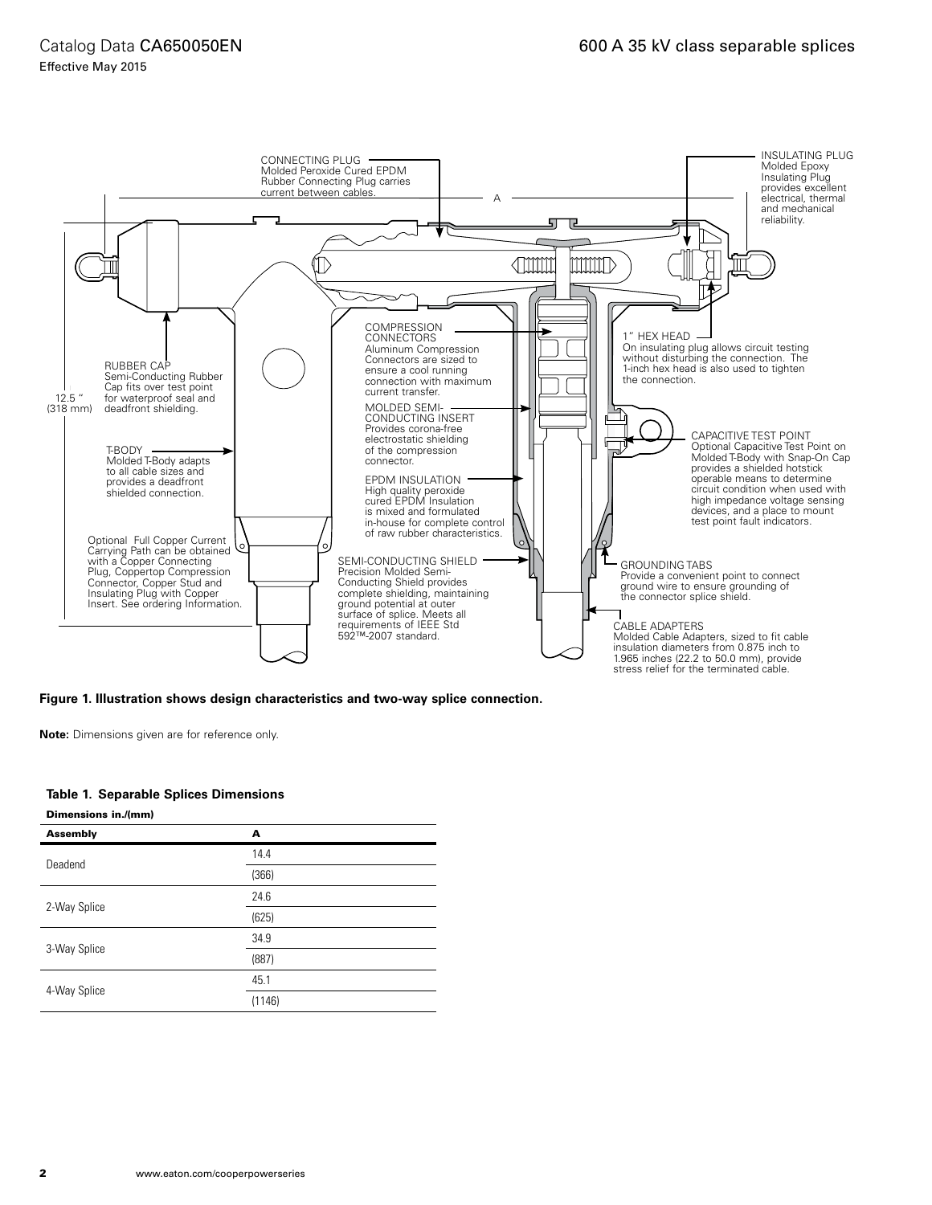CONNECTING PLUG
Molded Peroxide Cured EPDM Rubber Connecting Plug carries current between cables.

INSULATING PLUG
Molded Epoxy Insulating Plug provides excellent electrical, thermal and mechanical reliability.

A

RUBBER CAP
Semi-Conducting Rubber Cap fits over test point for waterproof seal and deadfront shielding.

12.5 " (318 mm)

COMPRESSION CONNECTORS
Aluminum Compression Connectors are sized to ensure a cool running connection with maximum current transfer.

1" HEX HEAD
On insulating plug allows circuit testing without disturbing the connection. The 1-inch hex head is also used to tighten the connection.

MOLDED SEMI-CONDUCTING INSERT
Provides corona-free electrostatic shielding of the compression connector.

T-BODY
Molded T-Body adapts to all cable sizes and provides a deadfront shielded connection.

CAPACITIVE TEST POINT
Optional Capacitive Test Point on Molded T-Body with Snap-On Cap provides a shielded hotstick operable means to determine circuit condition when used with high impedance voltage sensing devices, and a place to mount test point fault indicators.

EPDM INSULATION
High quality peroxide cured EPDM Insulation is mixed and formulated in-house for complete control of raw rubber characteristics.

Optional Full Copper Current Carrying Path can be obtained with a Copper Connecting Plug, Coppertop Compression Connector, Copper Stud and Insulating Plug with Copper Insert. See ordering Information.

SEMI-CONDUCTING SHIELD
Precision Molded Semi-Conducting Shield provides complete shielding, maintaining ground potential at outer surface of splice. Meets all requirements of IEEE Std 592™-2007 standard.

GROUNDING TABS
Provide a convenient point to connect ground wire to ensure grounding of the connector splice shield.

CABLE ADAPTERS
Molded Cable Adapters, sized to fit cable insulation diameters from 0.875 inch to 1.965 inches (22.2 to 50.0 mm), provide stress relief for the terminated cable.

**Figure 1. Illustration shows design characteristics and two-way splice connection.**

**Note:** Dimensions given are for reference only.

**Table 1. Separable Splices Dimensions**

**Dimensions in./(mm)**

| Assembly | A |
|---|---|
| Deadend | 14.4 |
| | (366) |
| 2-Way Splice | 24.6 |
| | (625) |
| 3-Way Splice | 34.9 |
| | (887) |
| 4-Way Splice | 45.1 |
| | (1146) |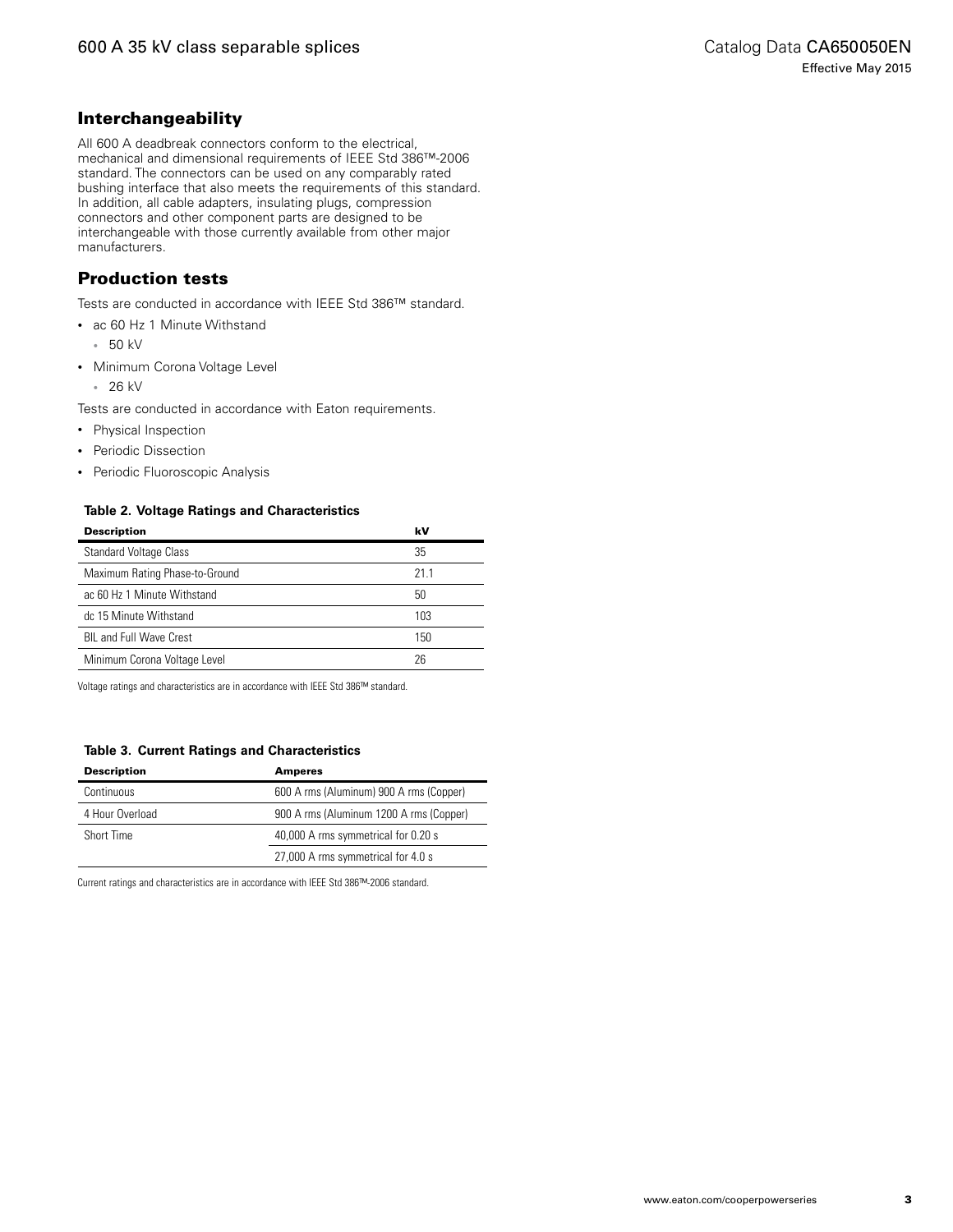## Interchangeability

All 600 A deadbreak connectors conform to the electrical, mechanical and dimensional requirements of IEEE Std 386™-2006 standard. The connectors can be used on any comparably rated bushing interface that also meets the requirements of this standard. In addition, all cable adapters, insulating plugs, compression connectors and other component parts are designed to be interchangeable with those currently available from other major manufacturers.

## Production tests

Tests are conducted in accordance with IEEE Std 386™ standard.

- ac 60 Hz 1 Minute Withstand
  - 50 kV
- Minimum Corona Voltage Level
  - 26 kV

Tests are conducted in accordance with Eaton requirements.

- Physical Inspection
- Periodic Dissection
- Periodic Fluoroscopic Analysis

**Table 2. Voltage Ratings and Characteristics**

| Description | kV |
|---|---|
| Standard Voltage Class | 35 |
| Maximum Rating Phase-to-Ground | 21.1 |
| ac 60 Hz 1 Minute Withstand | 50 |
| dc 15 Minute Withstand | 103 |
| BIL and Full Wave Crest | 150 |
| Minimum Corona Voltage Level | 26 |

Voltage ratings and characteristics are in accordance with IEEE Std 386™ standard.

**Table 3. Current Ratings and Characteristics**

| Description | Amperes |
|---|---|
| Continuous | 600 A rms (Aluminum) 900 A rms (Copper) |
| 4 Hour Overload | 900 A rms (Aluminum 1200 A rms (Copper) |
| Short Time | 40,000 A rms symmetrical for 0.20 s |
| | 27,000 A rms symmetrical for 4.0 s |

Current ratings and characteristics are in accordance with IEEE Std 386™-2006 standard.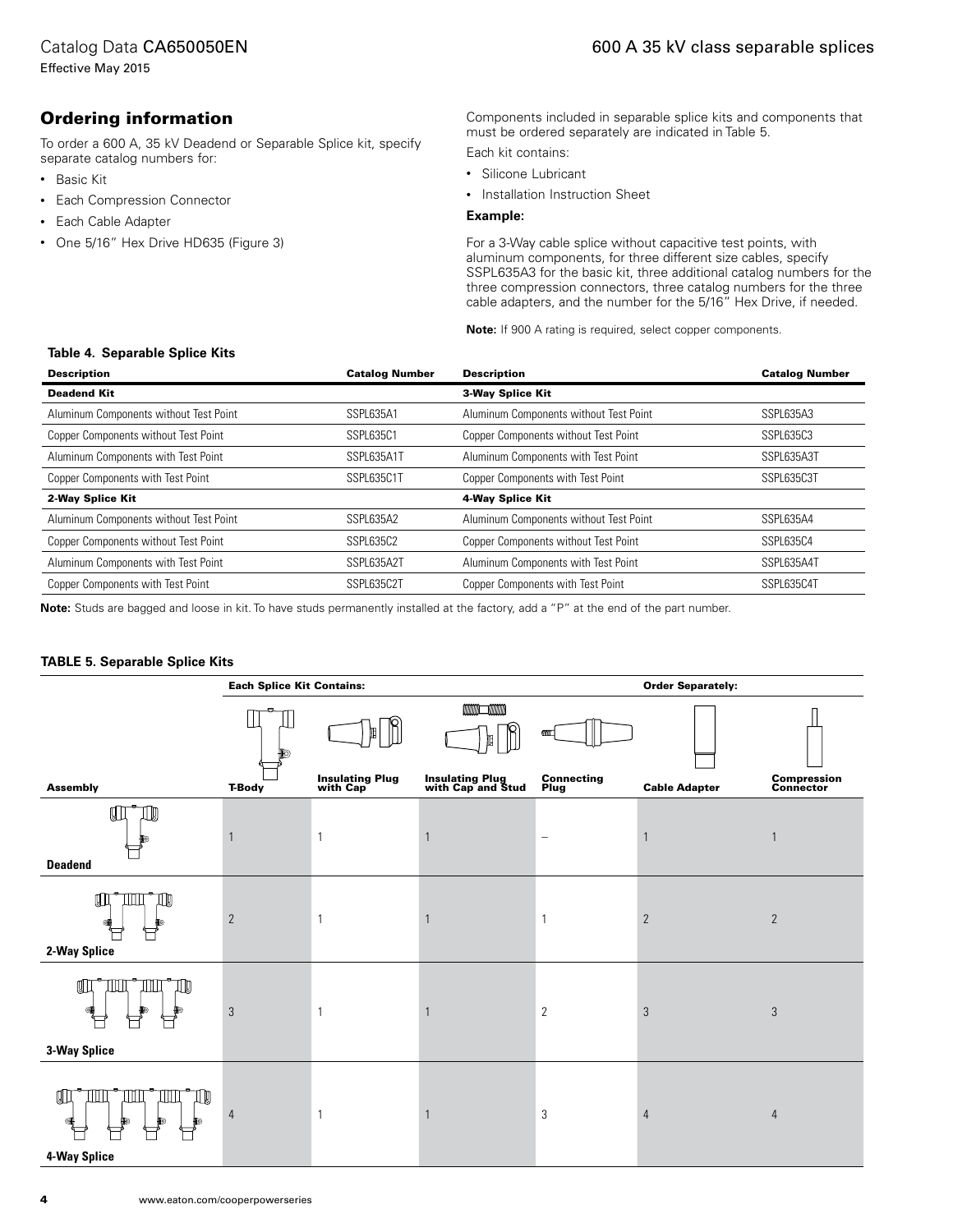## Ordering information

To order a 600 A, 35 kV Deadend or Separable Splice kit, specify separate catalog numbers for:

- Basic Kit
- Each Compression Connector
- Each Cable Adapter
- One 5/16" Hex Drive HD635 (Figure 3)

Components included in separable splice kits and components that must be ordered separately are indicated in Table 5.

Each kit contains:

- Silicone Lubricant
- Installation Instruction Sheet

**Example:**

For a 3-Way cable splice without capacitive test points, with aluminum components, for three different size cables, specify SSPL635A3 for the basic kit, three additional catalog numbers for the three compression connectors, three catalog numbers for the three cable adapters, and the number for the 5/16" Hex Drive, if needed.

**Note:** If 900 A rating is required, select copper components.

**Table 4. Separable Splice Kits**

| Description | Catalog Number | Description | Catalog Number |
|---|---|---|---|
| **Deadend Kit** | | **3-Way Splice Kit** | |
| Aluminum Components without Test Point | SSPL635A1 | Aluminum Components without Test Point | SSPL635A3 |
| Copper Components without Test Point | SSPL635C1 | Copper Components without Test Point | SSPL635C3 |
| Aluminum Components with Test Point | SSPL635A1T | Aluminum Components with Test Point | SSPL635A3T |
| Copper Components with Test Point | SSPL635C1T | Copper Components with Test Point | SSPL635C3T |
| **2-Way Splice Kit** | | **4-Way Splice Kit** | |
| Aluminum Components without Test Point | SSPL635A2 | Aluminum Components without Test Point | SSPL635A4 |
| Copper Components without Test Point | SSPL635C2 | Copper Components without Test Point | SSPL635C4 |
| Aluminum Components with Test Point | SSPL635A2T | Aluminum Components with Test Point | SSPL635A4T |
| Copper Components with Test Point | SSPL635C2T | Copper Components with Test Point | SSPL635C4T |

**Note:** Studs are bagged and loose in kit. To have studs permanently installed at the factory, add a "P" at the end of the part number.

**TABLE 5. Separable Splice Kits**

| | Each Splice Kit Contains: | | | | Order Separately: | |
|---|---|---|---|---|---|---|
| **Assembly** | **T-Body** | **Insulating Plug with Cap** | **Insulating Plug with Cap and Stud** | **Connecting Plug** | **Cable Adapter** | **Compression Connector** |
| **Deadend** | 1 | 1 | 1 | – | 1 | 1 |
| **2-Way Splice** | 2 | 1 | 1 | 1 | 2 | 2 |
| **3-Way Splice** | 3 | 1 | 1 | 2 | 3 | 3 |
| **4-Way Splice** | 4 | 1 | 1 | 3 | 4 | 4 |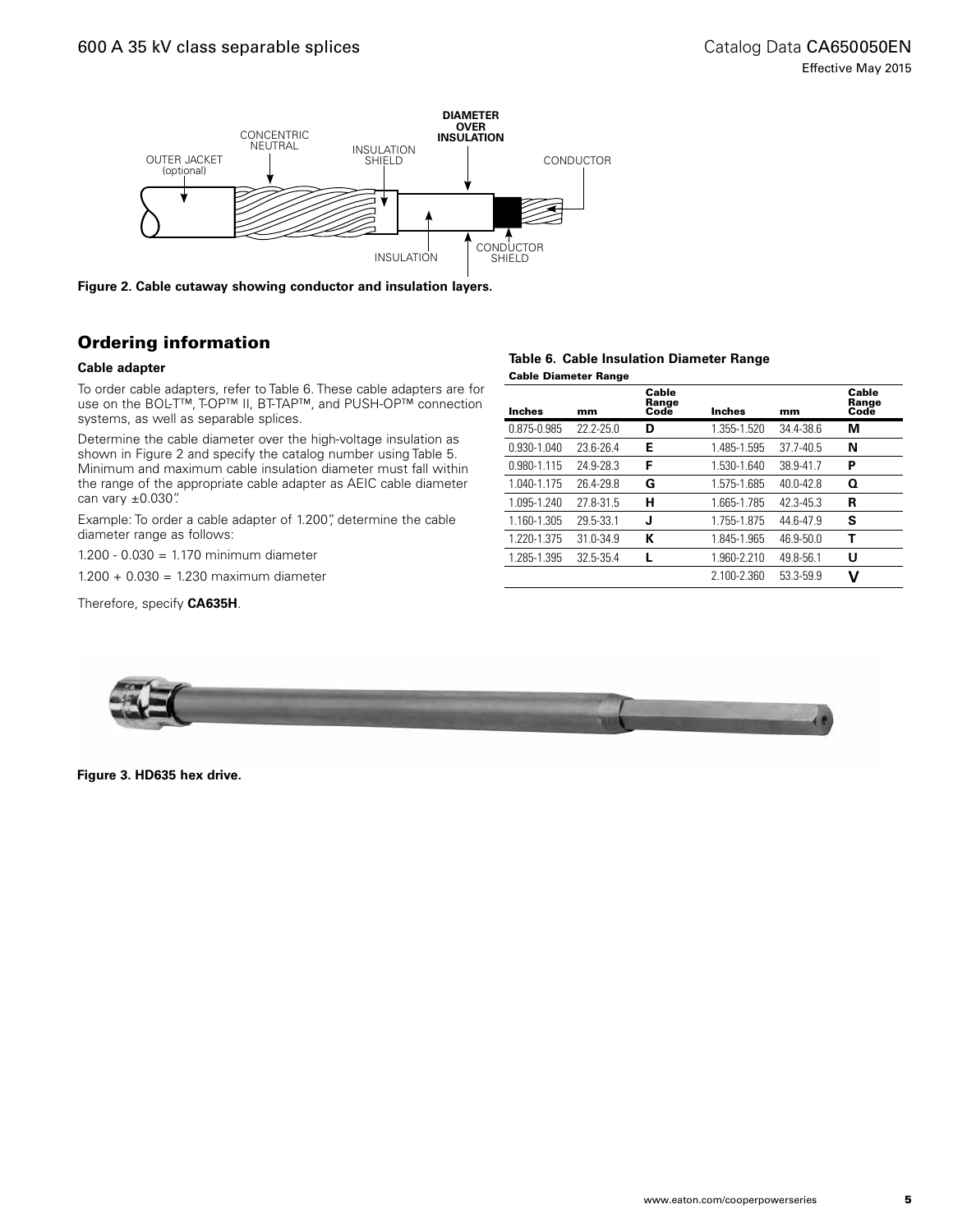Figure 2. Cable cutaway showing conductor and insulation layers.

## Ordering information

### Cable adapter

To order cable adapters, refer to Table 6. These cable adapters are for use on the BOL-T™, T-OP™ II, BT-TAP™, and PUSH-OP™ connection systems, as well as separable splices.

Determine the cable diameter over the high-voltage insulation as shown in Figure 2 and specify the catalog number using Table 5. Minimum and maximum cable insulation diameter must fall within the range of the appropriate cable adapter as AEIC cable diameter can vary ±0.030".

Example: To order a cable adapter of 1.200", determine the cable diameter range as follows:

1.200 - 0.030 = 1.170 minimum diameter

1.200 + 0.030 = 1.230 maximum diameter

Therefore, specify **CA635H**.

**Table 6. Cable Insulation Diameter Range**

| Cable Diameter Range | | | | | |
|---|---|---|---|---|---|
| Inches | mm | Cable Range Code | Inches | mm | Cable Range Code |
| 0.875-0.985 | 22.2-25.0 | **D** | 1.355-1.520 | 34.4-38.6 | **M** |
| 0.930-1.040 | 23.6-26.4 | **E** | 1.485-1.595 | 37.7-40.5 | **N** |
| 0.980-1.115 | 24.9-28.3 | **F** | 1.530-1.640 | 38.9-41.7 | **P** |
| 1.040-1.175 | 26.4-29.8 | **G** | 1.575-1.685 | 40.0-42.8 | **Q** |
| 1.095-1.240 | 27.8-31.5 | **H** | 1.665-1.785 | 42.3-45.3 | **R** |
| 1.160-1.305 | 29.5-33.1 | **J** | 1.755-1.875 | 44.6-47.9 | **S** |
| 1.220-1.375 | 31.0-34.9 | **K** | 1.845-1.965 | 46.9-50.0 | **T** |
| 1.285-1.395 | 32.5-35.4 | **L** | 1.960-2.210 | 49.8-56.1 | **U** |
| | | | 2.100-2.360 | 53.3-59.9 | **V** |

Figure 3. HD635 hex drive.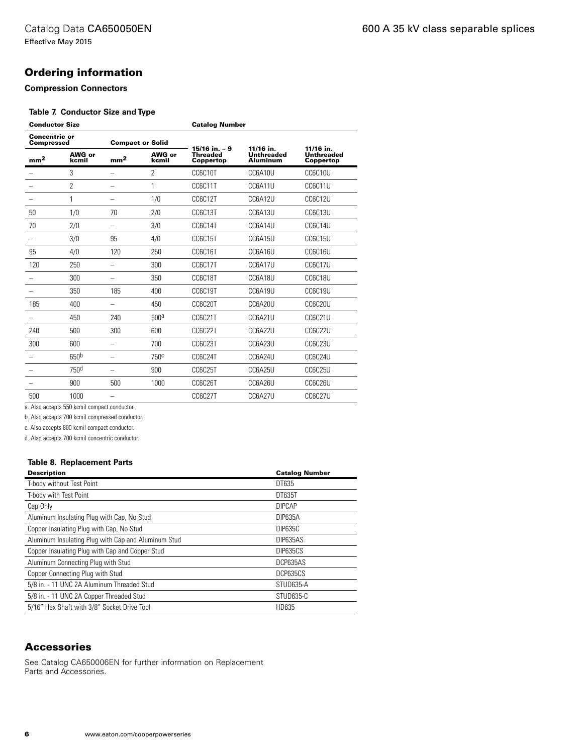## Ordering information

### Compression Connectors

#### Table 7. Conductor Size and Type

| Conductor Size | | | | Catalog Number | | |
|---|---|---|---|---|---|---|
| Concentric or Compressed | | Compact or Solid | | | | |
| mm$^2$ | AWG or kcmil | mm$^2$ | AWG or kcmil | 15/16 in. – 9 Threaded Coppertop | 11/16 in. Unthreaded Aluminum | 11/16 in. Unthreaded Coppertop |
| – | 3 | – | 2 | CC6C10T | CC6A10U | CC6C10U |
| – | 2 | – | 1 | CC6C11T | CC6A11U | CC6C11U |
| – | 1 | – | 1/0 | CC6C12T | CC6A12U | CC6C12U |
| 50 | 1/0 | 70 | 2/0 | CC6C13T | CC6A13U | CC6C13U |
| 70 | 2/0 | – | 3/0 | CC6C14T | CC6A14U | CC6C14U |
| – | 3/0 | 95 | 4/0 | CC6C15T | CC6A15U | CC6C15U |
| 95 | 4/0 | 120 | 250 | CC6C16T | CC6A16U | CC6C16U |
| 120 | 250 | – | 300 | CC6C17T | CC6A17U | CC6C17U |
| – | 300 | – | 350 | CC6C18T | CC6A18U | CC6C18U |
| – | 350 | 185 | 400 | CC6C19T | CC6A19U | CC6C19U |
| 185 | 400 | – | 450 | CC6C20T | CC6A20U | CC6C20U |
| – | 450 | 240 | 500[a] | CC6C21T | CC6A21U | CC6C21U |
| 240 | 500 | 300 | 600 | CC6C22T | CC6A22U | CC6C22U |
| 300 | 600 | – | 700 | CC6C23T | CC6A23U | CC6C23U |
| – | 650[b] | – | 750[c] | CC6C24T | CC6A24U | CC6C24U |
| – | 750[d] | – | 900 | CC6C25T | CC6A25U | CC6C25U |
| – | 900 | 500 | 1000 | CC6C26T | CC6A26U | CC6C26U |
| 500 | 1000 | – | | CC6C27T | CC6A27U | CC6C27U |

a. Also accepts 550 kcmil compact conductor.

b. Also accepts 700 kcmil compressed conductor.

c. Also accepts 800 kcmil compact conductor.

d. Also accepts 700 kcmil concentric conductor.

#### Table 8. Replacement Parts

| Description | Catalog Number |
|---|---|
| T-body without Test Point | DT635 |
| T-body with Test Point | DT635T |
| Cap Only | DIPCAP |
| Aluminum Insulating Plug with Cap, No Stud | DIP635A |
| Copper Insulating Plug with Cap, No Stud | DIP635C |
| Aluminum Insulating Plug with Cap and Aluminum Stud | DIP635AS |
| Copper Insulating Plug with Cap and Copper Stud | DIP635CS |
| Aluminum Connecting Plug with Stud | DCP635AS |
| Copper Connecting Plug with Stud | DCP635CS |
| 5/8 in. - 11 UNC 2A Aluminum Threaded Stud | STUD635-A |
| 5/8 in. - 11 UNC 2A Copper Threaded Stud | STUD635-C |
| 5/16" Hex Shaft with 3/8" Socket Drive Tool | HD635 |

## Accessories

See Catalog CA650006EN for further information on Replacement Parts and Accessories.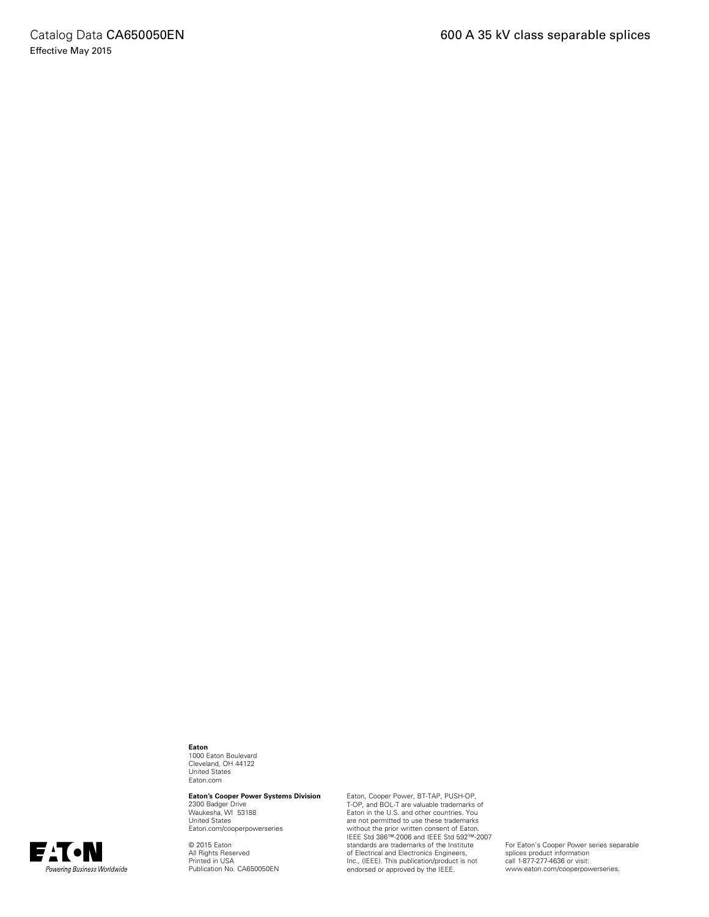**Eaton**
1000 Eaton Boulevard
Cleveland, OH 44122
United States
Eaton.com

**Eaton's Cooper Power Systems Division**
2300 Badger Drive
Waukesha, WI 53188
United States
Eaton.com/cooperpowerseries

© 2015 Eaton
All Rights Reserved
Printed in USA
Publication No. CA650050EN

Eaton, Cooper Power, BT-TAP, PUSH-OP, T-OP, and BOL-T are valuable trademarks of Eaton in the U.S. and other countries. You are not permitted to use these trademarks without the prior written consent of Eaton. IEEE Std 386™-2006 and IEEE Std 592™-2007 standards are trademarks of the Institute of Electrical and Electronics Engineers, Inc., (IEEE). This publication/product is not endorsed or approved by the IEEE.

For Eaton's Cooper Power series separable splices product information call 1-877-277-4636 or visit: www.eaton.com/cooperpowerseries.

Powering Business Worldwide